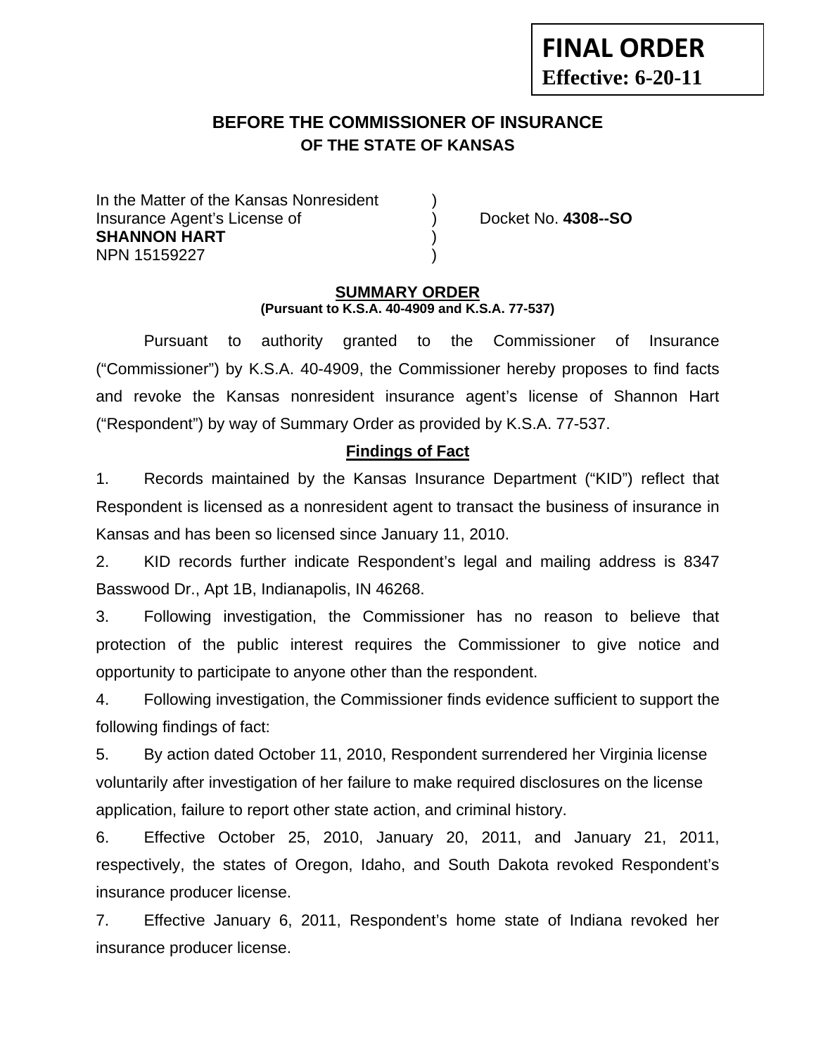**FINAL ORDER**
**Effective: 6-20-11**

# BEFORE THE COMMISSIONER OF INSURANCE
## OF THE STATE OF KANSAS

In the Matter of the Kansas Nonresident )
Insurance Agent's License of ) Docket No. **4308--SO**
**SHANNON HART** )
NPN 15159227 )

**SUMMARY ORDER**
**(Pursuant to K.S.A. 40-4909 and K.S.A. 77-537)**

Pursuant to authority granted to the Commissioner of Insurance ("Commissioner") by K.S.A. 40-4909, the Commissioner hereby proposes to find facts and revoke the Kansas nonresident insurance agent's license of Shannon Hart ("Respondent") by way of Summary Order as provided by K.S.A. 77-537.

**Findings of Fact**

1. Records maintained by the Kansas Insurance Department ("KID") reflect that Respondent is licensed as a nonresident agent to transact the business of insurance in Kansas and has been so licensed since January 11, 2010.

2. KID records further indicate Respondent's legal and mailing address is 8347 Basswood Dr., Apt 1B, Indianapolis, IN 46268.

3. Following investigation, the Commissioner has no reason to believe that protection of the public interest requires the Commissioner to give notice and opportunity to participate to anyone other than the respondent.

4. Following investigation, the Commissioner finds evidence sufficient to support the following findings of fact:

5. By action dated October 11, 2010, Respondent surrendered her Virginia license voluntarily after investigation of her failure to make required disclosures on the license application, failure to report other state action, and criminal history.

6. Effective October 25, 2010, January 20, 2011, and January 21, 2011, respectively, the states of Oregon, Idaho, and South Dakota revoked Respondent's insurance producer license.

7. Effective January 6, 2011, Respondent's home state of Indiana revoked her insurance producer license.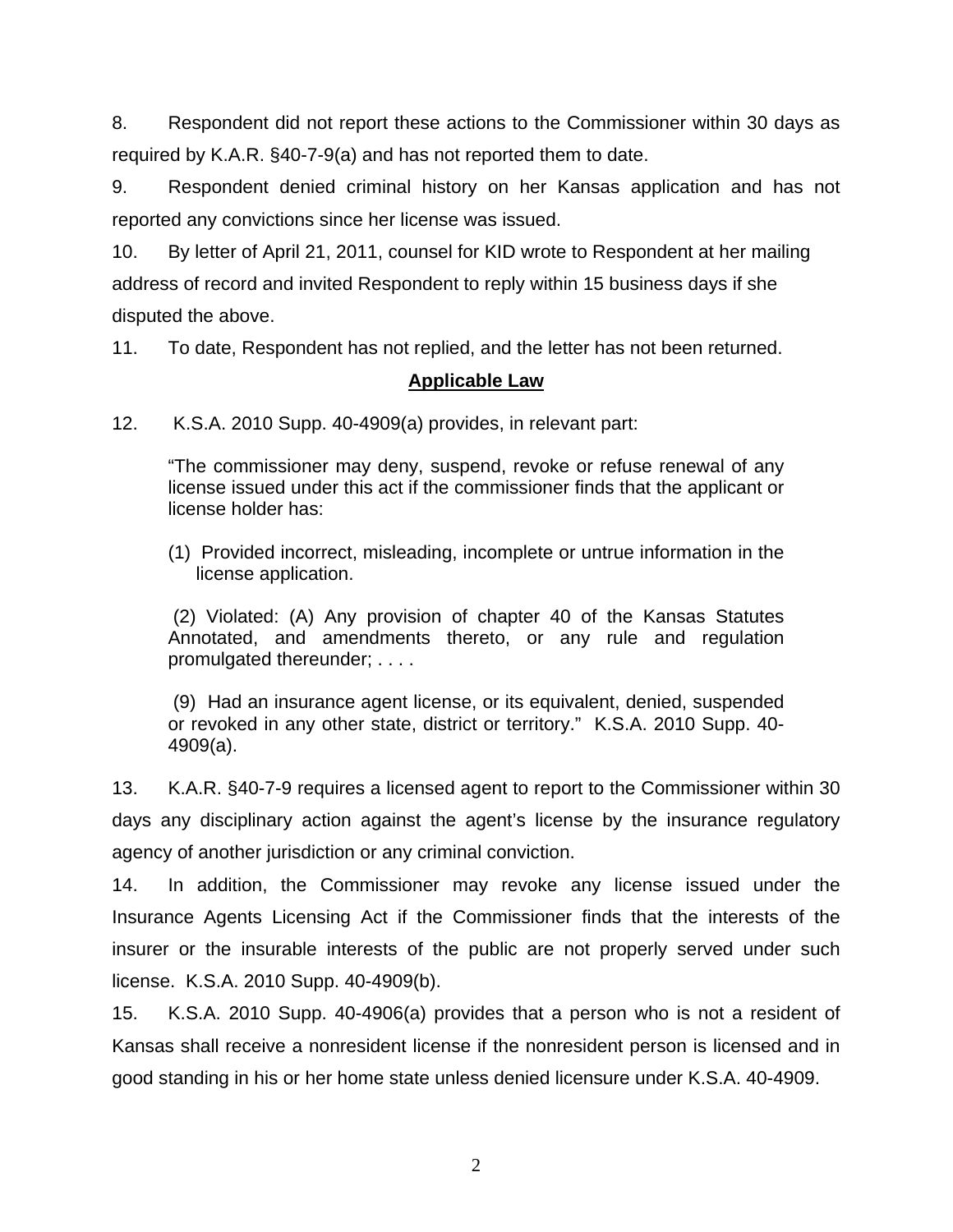8. Respondent did not report these actions to the Commissioner within 30 days as required by K.A.R. §40-7-9(a) and has not reported them to date.

9. Respondent denied criminal history on her Kansas application and has not reported any convictions since her license was issued.

10. By letter of April 21, 2011, counsel for KID wrote to Respondent at her mailing address of record and invited Respondent to reply within 15 business days if she disputed the above.

11. To date, Respondent has not replied, and the letter has not been returned.

**Applicable Law**

12. K.S.A. 2010 Supp. 40-4909(a) provides, in relevant part:

> "The commissioner may deny, suspend, revoke or refuse renewal of any license issued under this act if the commissioner finds that the applicant or license holder has:
>
> (1) Provided incorrect, misleading, incomplete or untrue information in the license application.
>
> (2) Violated: (A) Any provision of chapter 40 of the Kansas Statutes Annotated, and amendments thereto, or any rule and regulation promulgated thereunder; . . . .
>
> (9) Had an insurance agent license, or its equivalent, denied, suspended or revoked in any other state, district or territory." K.S.A. 2010 Supp. 40-4909(a).

13. K.A.R. §40-7-9 requires a licensed agent to report to the Commissioner within 30 days any disciplinary action against the agent's license by the insurance regulatory agency of another jurisdiction or any criminal conviction.

14. In addition, the Commissioner may revoke any license issued under the Insurance Agents Licensing Act if the Commissioner finds that the interests of the insurer or the insurable interests of the public are not properly served under such license. K.S.A. 2010 Supp. 40-4909(b).

15. K.S.A. 2010 Supp. 40-4906(a) provides that a person who is not a resident of Kansas shall receive a nonresident license if the nonresident person is licensed and in good standing in his or her home state unless denied licensure under K.S.A. 40-4909.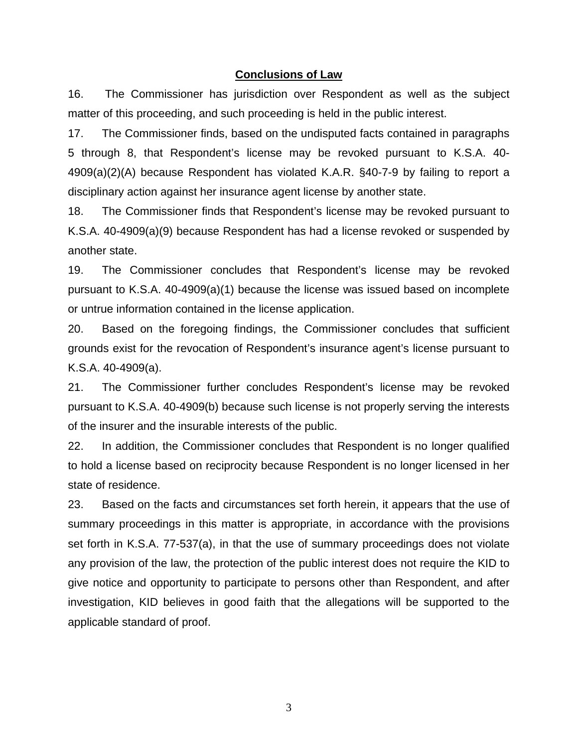## Conclusions of Law

16. The Commissioner has jurisdiction over Respondent as well as the subject matter of this proceeding, and such proceeding is held in the public interest.

17. The Commissioner finds, based on the undisputed facts contained in paragraphs 5 through 8, that Respondent's license may be revoked pursuant to K.S.A. 40-4909(a)(2)(A) because Respondent has violated K.A.R. §40-7-9 by failing to report a disciplinary action against her insurance agent license by another state.

18. The Commissioner finds that Respondent's license may be revoked pursuant to K.S.A. 40-4909(a)(9) because Respondent has had a license revoked or suspended by another state.

19. The Commissioner concludes that Respondent's license may be revoked pursuant to K.S.A. 40-4909(a)(1) because the license was issued based on incomplete or untrue information contained in the license application.

20. Based on the foregoing findings, the Commissioner concludes that sufficient grounds exist for the revocation of Respondent's insurance agent's license pursuant to K.S.A. 40-4909(a).

21. The Commissioner further concludes Respondent's license may be revoked pursuant to K.S.A. 40-4909(b) because such license is not properly serving the interests of the insurer and the insurable interests of the public.

22. In addition, the Commissioner concludes that Respondent is no longer qualified to hold a license based on reciprocity because Respondent is no longer licensed in her state of residence.

23. Based on the facts and circumstances set forth herein, it appears that the use of summary proceedings in this matter is appropriate, in accordance with the provisions set forth in K.S.A. 77-537(a), in that the use of summary proceedings does not violate any provision of the law, the protection of the public interest does not require the KID to give notice and opportunity to participate to persons other than Respondent, and after investigation, KID believes in good faith that the allegations will be supported to the applicable standard of proof.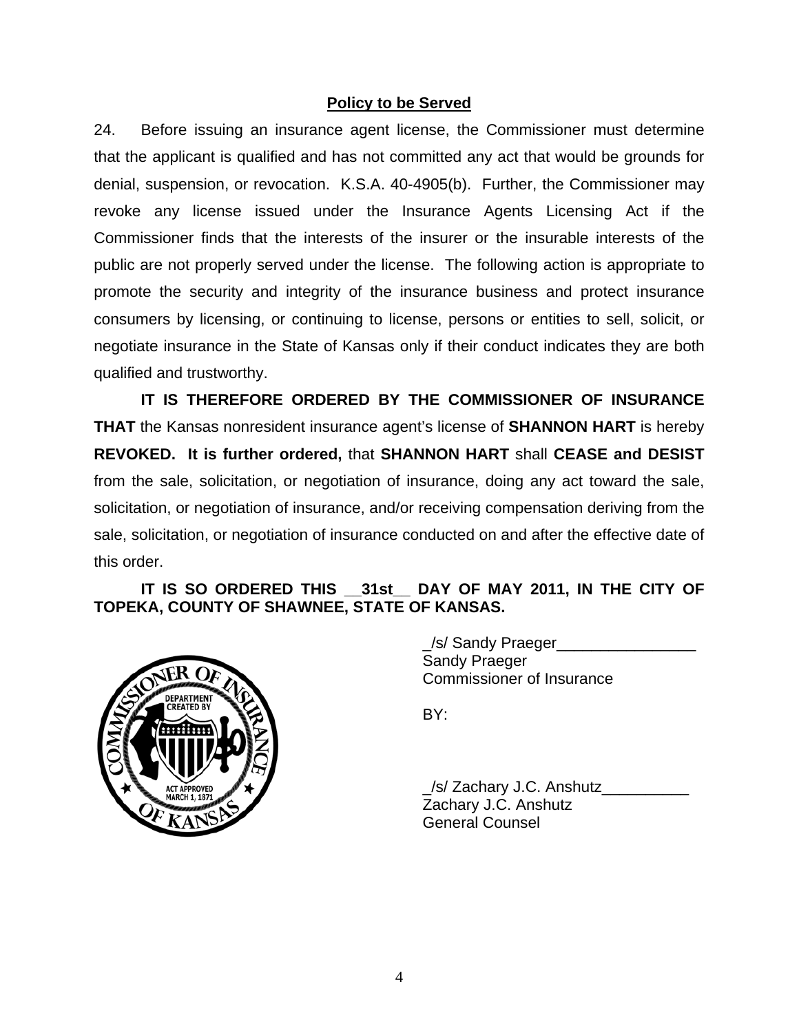**Policy to be Served**

24. Before issuing an insurance agent license, the Commissioner must determine that the applicant is qualified and has not committed any act that would be grounds for denial, suspension, or revocation. K.S.A. 40-4905(b). Further, the Commissioner may revoke any license issued under the Insurance Agents Licensing Act if the Commissioner finds that the interests of the insurer or the insurable interests of the public are not properly served under the license. The following action is appropriate to promote the security and integrity of the insurance business and protect insurance consumers by licensing, or continuing to license, persons or entities to sell, solicit, or negotiate insurance in the State of Kansas only if their conduct indicates they are both qualified and trustworthy.

**IT IS THEREFORE ORDERED BY THE COMMISSIONER OF INSURANCE THAT** the Kansas nonresident insurance agent's license of **SHANNON HART** is hereby **REVOKED. It is further ordered,** that **SHANNON HART** shall **CEASE and DESIST** from the sale, solicitation, or negotiation of insurance, doing any act toward the sale, solicitation, or negotiation of insurance, and/or receiving compensation deriving from the sale, solicitation, or negotiation of insurance conducted on and after the effective date of this order.

**IT IS SO ORDERED THIS __31st__ DAY OF MAY 2011, IN THE CITY OF TOPEKA, COUNTY OF SHAWNEE, STATE OF KANSAS.**

_/s/ Sandy Praeger________________
Sandy Praeger
Commissioner of Insurance

BY:

_/s/ Zachary J.C. Anshutz__________
Zachary J.C. Anshutz
General Counsel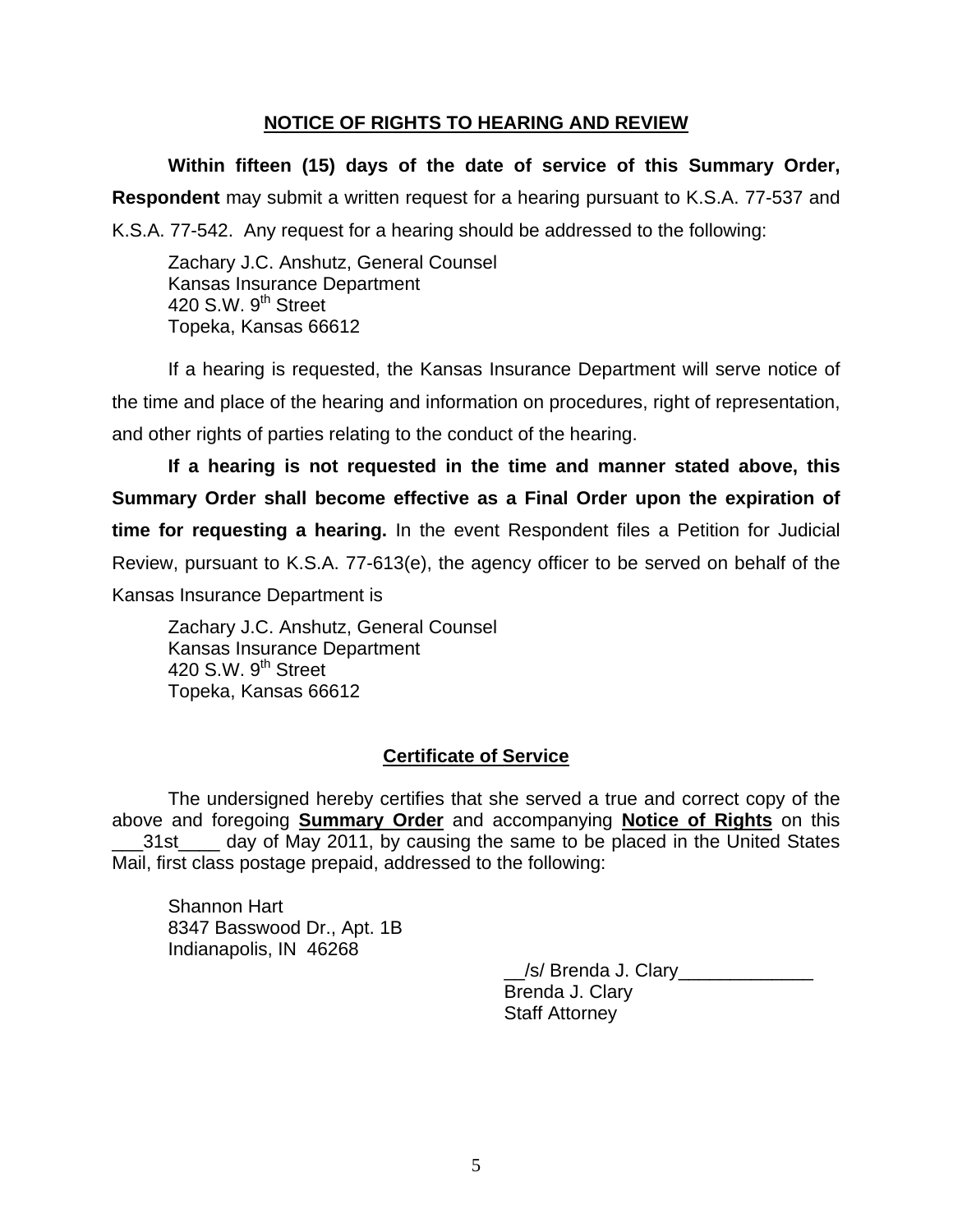## NOTICE OF RIGHTS TO HEARING AND REVIEW

**Within fifteen (15) days of the date of service of this Summary Order, Respondent** may submit a written request for a hearing pursuant to K.S.A. 77-537 and K.S.A. 77-542. Any request for a hearing should be addressed to the following:

Zachary J.C. Anshutz, General Counsel
Kansas Insurance Department
420 S.W. 9th Street
Topeka, Kansas 66612

If a hearing is requested, the Kansas Insurance Department will serve notice of the time and place of the hearing and information on procedures, right of representation, and other rights of parties relating to the conduct of the hearing.

**If a hearing is not requested in the time and manner stated above, this Summary Order shall become effective as a Final Order upon the expiration of time for requesting a hearing.** In the event Respondent files a Petition for Judicial Review, pursuant to K.S.A. 77-613(e), the agency officer to be served on behalf of the Kansas Insurance Department is

Zachary J.C. Anshutz, General Counsel
Kansas Insurance Department
420 S.W. 9th Street
Topeka, Kansas 66612

## Certificate of Service

The undersigned hereby certifies that she served a true and correct copy of the above and foregoing **Summary Order** and accompanying **Notice of Rights** on this \_\_\_31st\_\_\_\_ day of May 2011, by causing the same to be placed in the United States Mail, first class postage prepaid, addressed to the following:

Shannon Hart
8347 Basswood Dr., Apt. 1B
Indianapolis, IN 46268

\_\_/s/ Brenda J. Clary\_\_\_\_\_\_\_\_\_\_\_\_\_
Brenda J. Clary
Staff Attorney